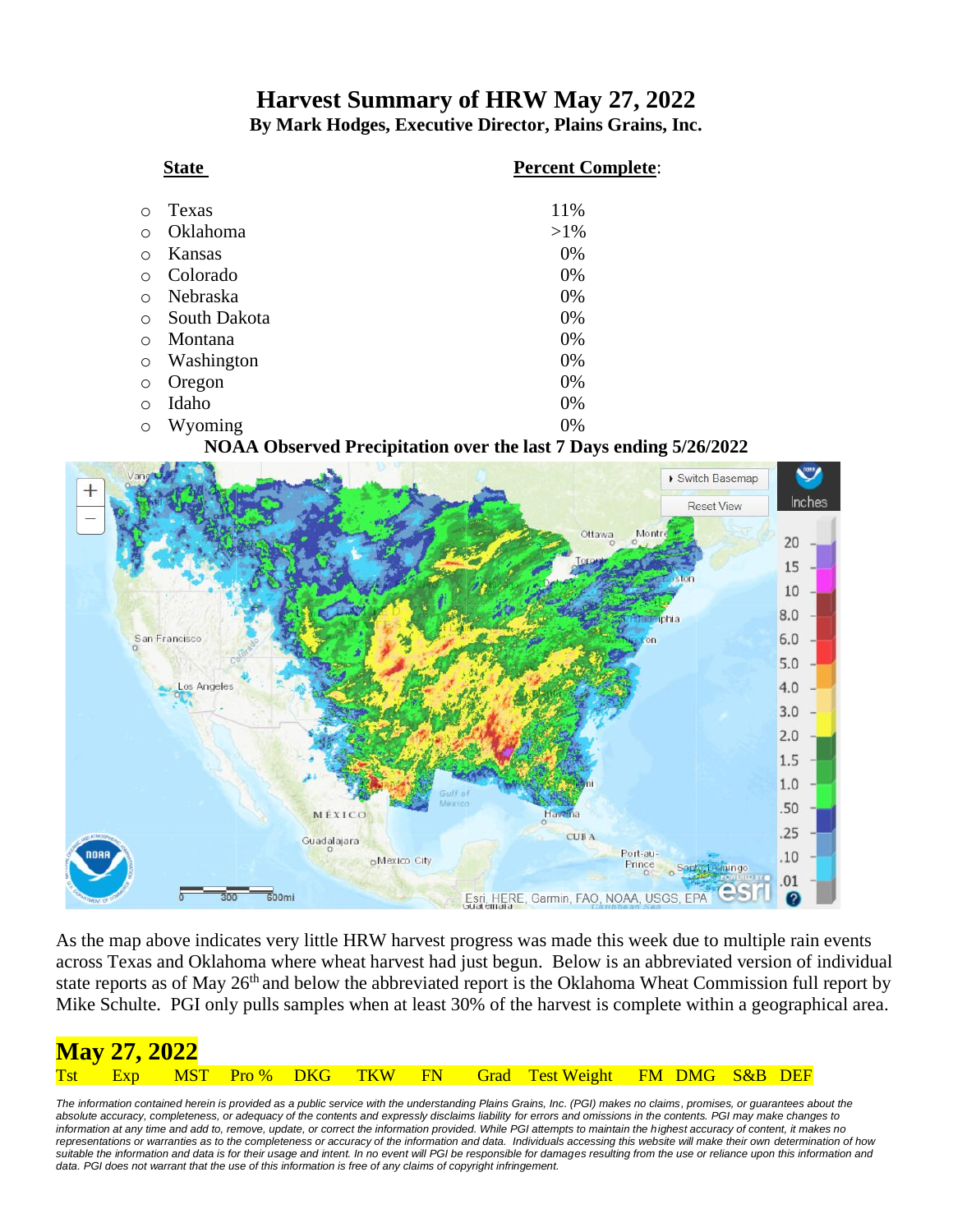# Harvest Summary of HRW May 27, 2022

**By Mark Hodges, Executive Director, Plains Grains, Inc.**

| State | Percent Complete: |
|---|---|
| Texas | 11% |
| Oklahoma | >1% |
| Kansas | 0% |
| Colorado | 0% |
| Nebraska | 0% |
| South Dakota | 0% |
| Montana | 0% |
| Washington | 0% |
| Oregon | 0% |
| Idaho | 0% |
| Wyoming | 0% |

**NOAA Observed Precipitation over the last 7 Days ending 5/26/2022**

As the map above indicates very little HRW harvest progress was made this week due to multiple rain events across Texas and Oklahoma where wheat harvest had just begun. Below is an abbreviated version of individual state reports as of May 26th and below the abbreviated report is the Oklahoma Wheat Commission full report by Mike Schulte. PGI only pulls samples when at least 30% of the harvest is complete within a geographical area.

## May 27, 2022

| Tst | Exp | MST | Pro % | DKG | TKW | FN | Grad | Test Weight | FM | DMG | S&B | DEF |
|---|---|---|---|---|---|---|---|---|---|---|---|---|

*The information contained herein is provided as a public service with the understanding Plains Grains, Inc. (PGI) makes no claims, promises, or guarantees about the absolute accuracy, completeness, or adequacy of the contents and expressly disclaims liability for errors and omissions in the contents. PGI may make changes to information at any time and add to, remove, update, or correct the information provided. While PGI attempts to maintain the highest accuracy of content, it makes no representations or warranties as to the completeness or accuracy of the information and data. Individuals accessing this website will make their own determination of how suitable the information and data is for their usage and intent. In no event will PGI be responsible for damages resulting from the use or reliance upon this information and data. PGI does not warrant that the use of this information is free of any claims of copyright infringement.*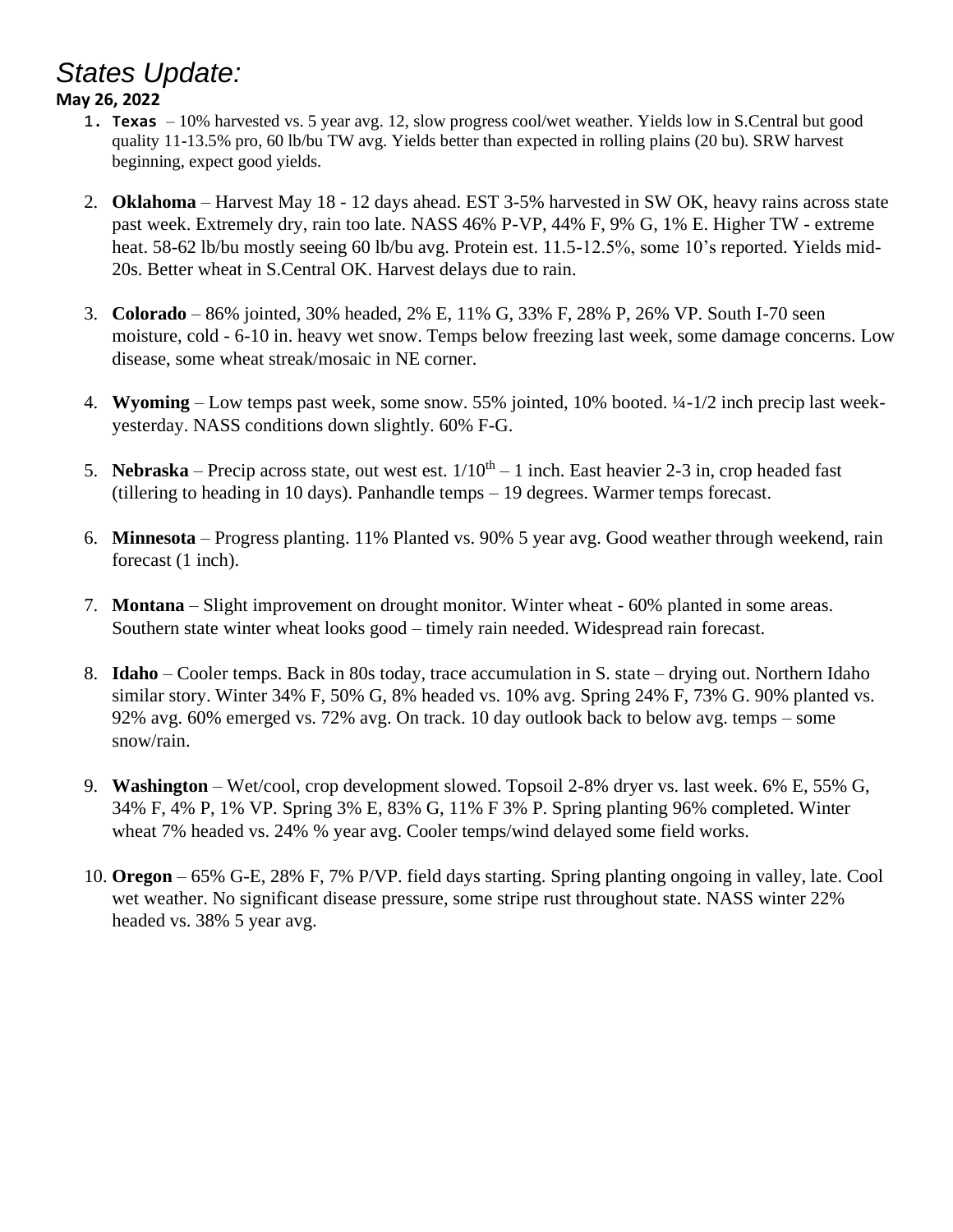# *States Update:*

**May 26, 2022**

1. **Texas** – 10% harvested vs. 5 year avg. 12, slow progress cool/wet weather. Yields low in S.Central but good quality 11-13.5% pro, 60 lb/bu TW avg. Yields better than expected in rolling plains (20 bu). SRW harvest beginning, expect good yields.

2. **Oklahoma** – Harvest May 18 - 12 days ahead. EST 3-5% harvested in SW OK, heavy rains across state past week. Extremely dry, rain too late. NASS 46% P-VP, 44% F, 9% G, 1% E. Higher TW - extreme heat. 58-62 lb/bu mostly seeing 60 lb/bu avg. Protein est. 11.5-12.5%, some 10's reported. Yields mid-20s. Better wheat in S.Central OK. Harvest delays due to rain.

3. **Colorado** – 86% jointed, 30% headed, 2% E, 11% G, 33% F, 28% P, 26% VP. South I-70 seen moisture, cold - 6-10 in. heavy wet snow. Temps below freezing last week, some damage concerns. Low disease, some wheat streak/mosaic in NE corner.

4. **Wyoming** – Low temps past week, some snow. 55% jointed, 10% booted. ¼-1/2 inch precip last week-yesterday. NASS conditions down slightly. 60% F-G.

5. **Nebraska** – Precip across state, out west est. 1/10th – 1 inch. East heavier 2-3 in, crop headed fast (tillering to heading in 10 days). Panhandle temps – 19 degrees. Warmer temps forecast.

6. **Minnesota** – Progress planting. 11% Planted vs. 90% 5 year avg. Good weather through weekend, rain forecast (1 inch).

7. **Montana** – Slight improvement on drought monitor. Winter wheat - 60% planted in some areas. Southern state winter wheat looks good – timely rain needed. Widespread rain forecast.

8. **Idaho** – Cooler temps. Back in 80s today, trace accumulation in S. state – drying out. Northern Idaho similar story. Winter 34% F, 50% G, 8% headed vs. 10% avg. Spring 24% F, 73% G. 90% planted vs. 92% avg. 60% emerged vs. 72% avg. On track. 10 day outlook back to below avg. temps – some snow/rain.

9. **Washington** – Wet/cool, crop development slowed. Topsoil 2-8% dryer vs. last week. 6% E, 55% G, 34% F, 4% P, 1% VP. Spring 3% E, 83% G, 11% F 3% P. Spring planting 96% completed. Winter wheat 7% headed vs. 24% % year avg. Cooler temps/wind delayed some field works.

10. **Oregon** – 65% G-E, 28% F, 7% P/VP. field days starting. Spring planting ongoing in valley, late. Cool wet weather. No significant disease pressure, some stripe rust throughout state. NASS winter 22% headed vs. 38% 5 year avg.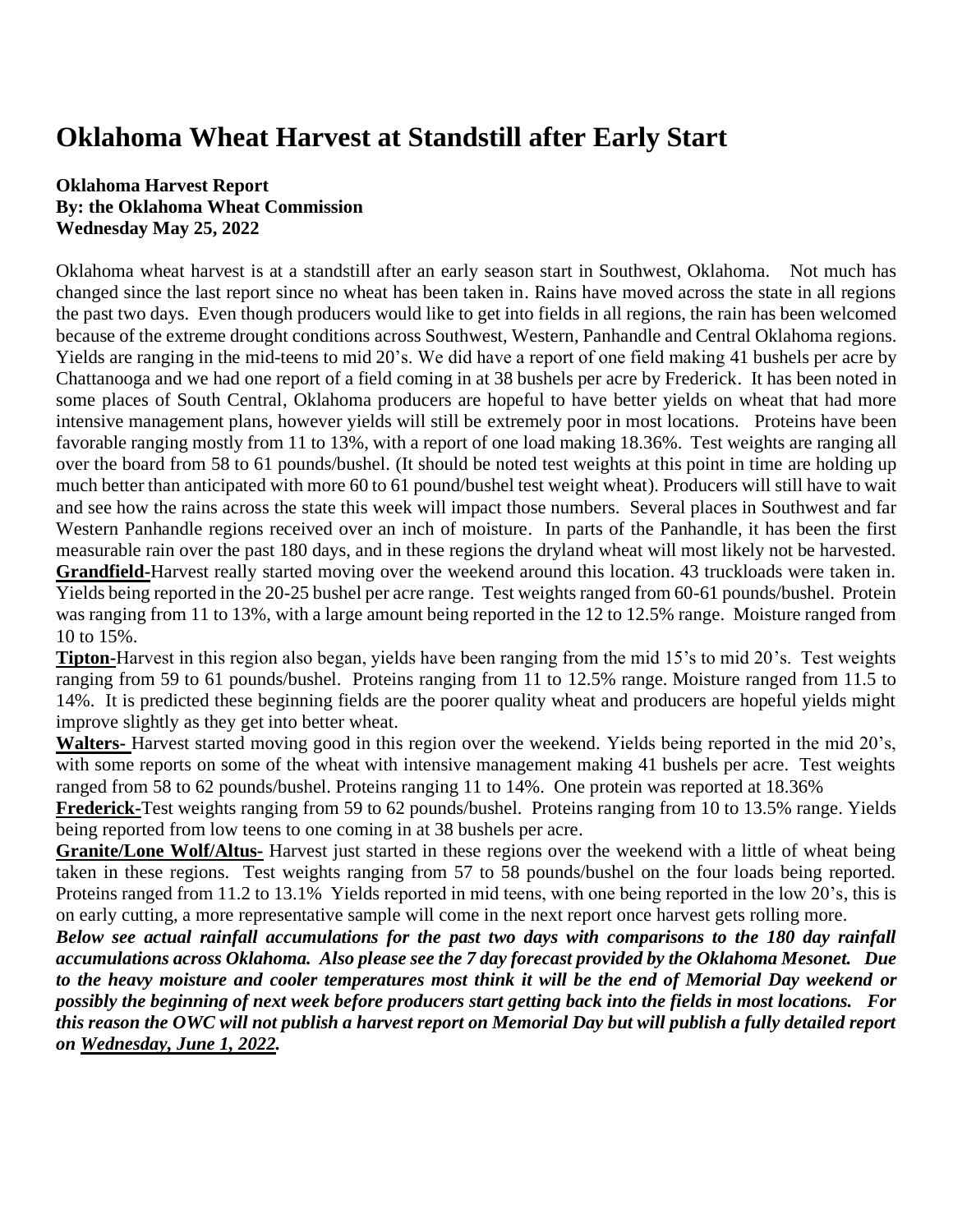# Oklahoma Wheat Harvest at Standstill after Early Start

**Oklahoma Harvest Report**
**By: the Oklahoma Wheat Commission**
**Wednesday May 25, 2022**

Oklahoma wheat harvest is at a standstill after an early season start in Southwest, Oklahoma. Not much has changed since the last report since no wheat has been taken in. Rains have moved across the state in all regions the past two days. Even though producers would like to get into fields in all regions, the rain has been welcomed because of the extreme drought conditions across Southwest, Western, Panhandle and Central Oklahoma regions. Yields are ranging in the mid-teens to mid 20's. We did have a report of one field making 41 bushels per acre by Chattanooga and we had one report of a field coming in at 38 bushels per acre by Frederick. It has been noted in some places of South Central, Oklahoma producers are hopeful to have better yields on wheat that had more intensive management plans, however yields will still be extremely poor in most locations. Proteins have been favorable ranging mostly from 11 to 13%, with a report of one load making 18.36%. Test weights are ranging all over the board from 58 to 61 pounds/bushel. (It should be noted test weights at this point in time are holding up much better than anticipated with more 60 to 61 pound/bushel test weight wheat). Producers will still have to wait and see how the rains across the state this week will impact those numbers. Several places in Southwest and far Western Panhandle regions received over an inch of moisture. In parts of the Panhandle, it has been the first measurable rain over the past 180 days, and in these regions the dryland wheat will most likely not be harvested.

**Grandfield-**Harvest really started moving over the weekend around this location. 43 truckloads were taken in. Yields being reported in the 20-25 bushel per acre range. Test weights ranged from 60-61 pounds/bushel. Protein was ranging from 11 to 13%, with a large amount being reported in the 12 to 12.5% range. Moisture ranged from 10 to 15%.

**Tipton-**Harvest in this region also began, yields have been ranging from the mid 15's to mid 20's. Test weights ranging from 59 to 61 pounds/bushel. Proteins ranging from 11 to 12.5% range. Moisture ranged from 11.5 to 14%. It is predicted these beginning fields are the poorer quality wheat and producers are hopeful yields might improve slightly as they get into better wheat.

**Walters-** Harvest started moving good in this region over the weekend. Yields being reported in the mid 20's, with some reports on some of the wheat with intensive management making 41 bushels per acre. Test weights ranged from 58 to 62 pounds/bushel. Proteins ranging 11 to 14%. One protein was reported at 18.36%

**Frederick-**Test weights ranging from 59 to 62 pounds/bushel. Proteins ranging from 10 to 13.5% range. Yields being reported from low teens to one coming in at 38 bushels per acre.

**Granite/Lone Wolf/Altus-** Harvest just started in these regions over the weekend with a little of wheat being taken in these regions. Test weights ranging from 57 to 58 pounds/bushel on the four loads being reported. Proteins ranged from 11.2 to 13.1% Yields reported in mid teens, with one being reported in the low 20's, this is on early cutting, a more representative sample will come in the next report once harvest gets rolling more.

***Below see actual rainfall accumulations for the past two days with comparisons to the 180 day rainfall accumulations across Oklahoma. Also please see the 7 day forecast provided by the Oklahoma Mesonet. Due to the heavy moisture and cooler temperatures most think it will be the end of Memorial Day weekend or possibly the beginning of next week before producers start getting back into the fields in most locations. For this reason the OWC will not publish a harvest report on Memorial Day but will publish a fully detailed report on Wednesday, June 1, 2022.***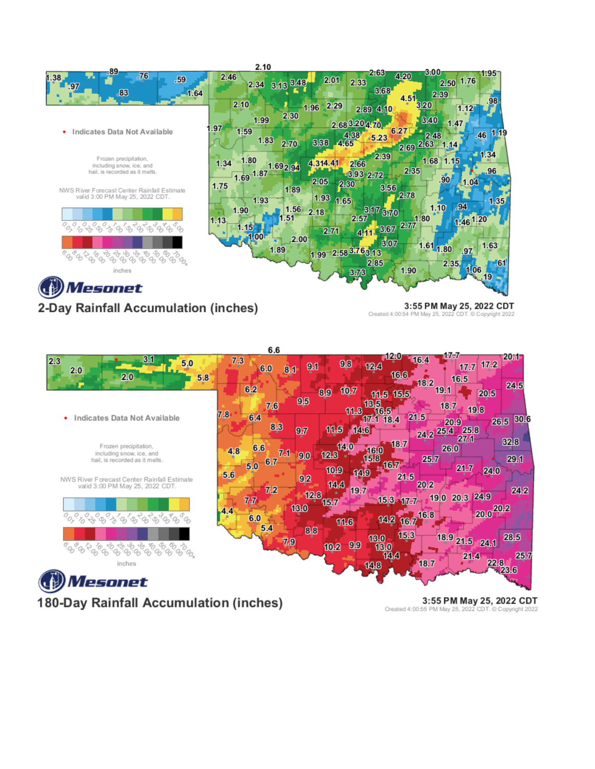• Indicates Data Not Available

Frozen precipitation, including snow, ice, and hail, is recorded as it melts.

NWS River Forecast Center Rainfall Estimate valid 3:00 PM May 25, 2022 CDT.

0.01 0.10 0.25 0.50 0.75 1.00 1.50 2.00 2.50 3.00 4.00 5.00

6.00 8.00 12.00 16.00 20.00 25.00 30.00 35.00 40.00 50.00 60.00 70.00+

inches

**Mesonet**

## 2-Day Rainfall Accumulation (inches)

3:55 PM May 25, 2022 CDT

Created 4:00:54 PM May 25, 2022 CDT. © Copyright 2022

• Indicates Data Not Available

Frozen precipitation, including snow, ice, and hail, is recorded as it melts.

NWS River Forecast Center Rainfall Estimate valid 3:00 PM May 25, 2022 CDT.

0.01 0.10 0.25 0.50 0.75 1.00 1.50 2.00 2.50 3.00 4.00 5.00

6.00 8.00 12.00 16.00 20.00 25.00 30.00 35.00 40.00 50.00 60.00 70.00+

inches

**Mesonet**

## 180-Day Rainfall Accumulation (inches)

3:55 PM May 25, 2022 CDT

Created 4:00:55 PM May 25, 2022 CDT. © Copyright 2022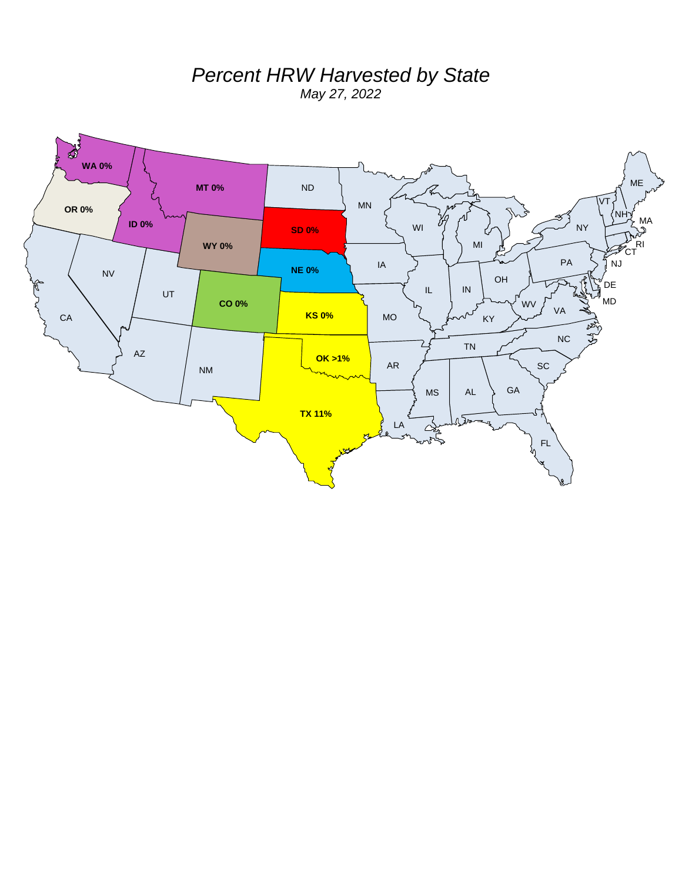*Percent HRW Harvested by State*

*May 27, 2022*

WA 0%
MT 0%
OR 0%
ID 0%
WY 0%
SD 0%
NE 0%
CO 0%
KS 0%
OK >1%
TX 11%

ND
MN
WI
MI
IA
IL
IN
OH
PA
NY
ME
VT
NH
MA
RI
CT
NJ
DE
MD
WV
VA
KY
MO
NV
UT
CA
AZ
NM
AR
TN
NC
SC
GA
AL
MS
LA
FL